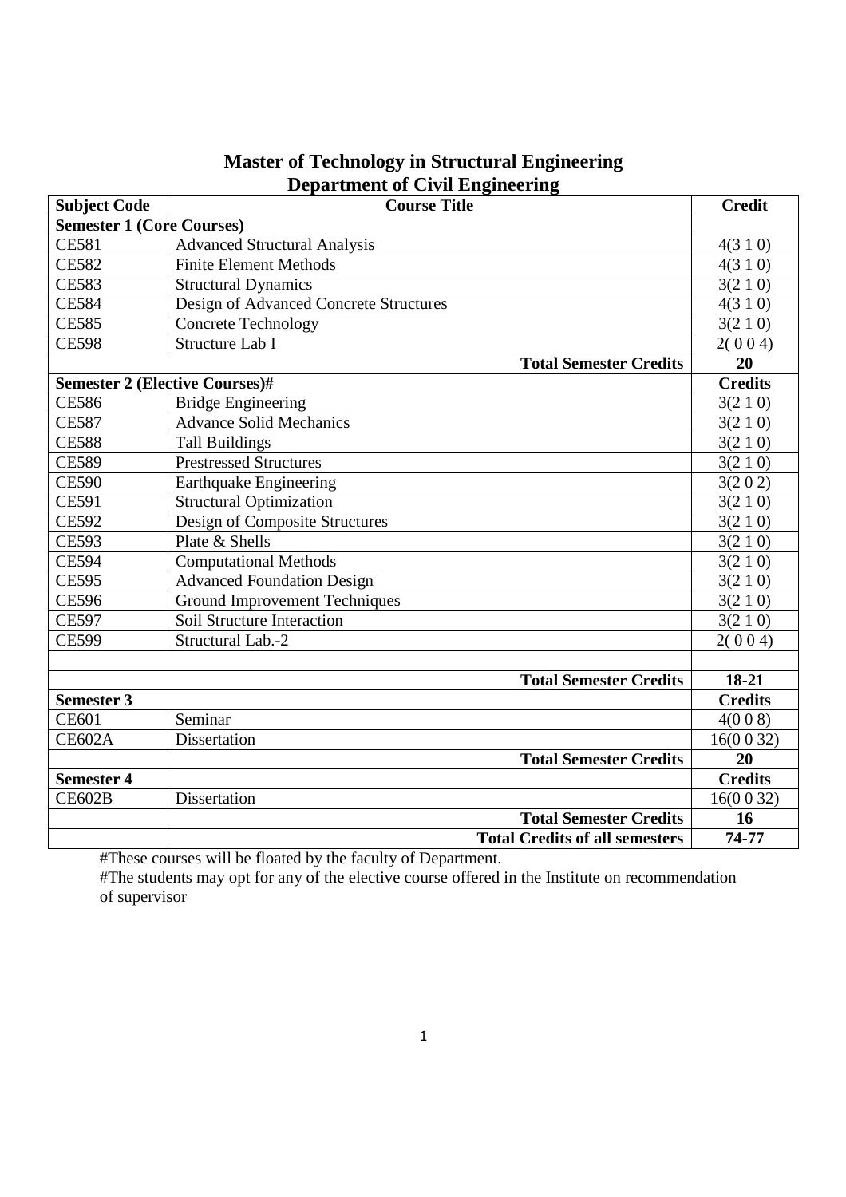# Master of Technology in Structural Engineering
## Department of Civil Engineering

| Subject Code | Course Title | Credit |
|---|---|---|
| **Semester 1 (Core Courses)** | | |
| CE581 | Advanced Structural Analysis | 4(3 1 0) |
| CE582 | Finite Element Methods | 4(3 1 0) |
| CE583 | Structural Dynamics | 3(2 1 0) |
| CE584 | Design of Advanced Concrete Structures | 4(3 1 0) |
| CE585 | Concrete Technology | 3(2 1 0) |
| CE598 | Structure Lab I | 2( 0 0 4) |
| | **Total Semester Credits** | **20** |
| **Semester 2 (Elective Courses)#** | | **Credits** |
| CE586 | Bridge Engineering | 3(2 1 0) |
| CE587 | Advance Solid Mechanics | 3(2 1 0) |
| CE588 | Tall Buildings | 3(2 1 0) |
| CE589 | Prestressed Structures | 3(2 1 0) |
| CE590 | Earthquake Engineering | 3(2 0 2) |
| CE591 | Structural Optimization | 3(2 1 0) |
| CE592 | Design of Composite Structures | 3(2 1 0) |
| CE593 | Plate & Shells | 3(2 1 0) |
| CE594 | Computational Methods | 3(2 1 0) |
| CE595 | Advanced Foundation Design | 3(2 1 0) |
| CE596 | Ground Improvement Techniques | 3(2 1 0) |
| CE597 | Soil Structure Interaction | 3(2 1 0) |
| CE599 | Structural Lab.-2 | 2( 0 0 4) |
| | | |
| | **Total Semester Credits** | **18-21** |
| **Semester 3** | | **Credits** |
| CE601 | Seminar | 4(0 0 8) |
| CE602A | Dissertation | 16(0 0 32) |
| | **Total Semester Credits** | **20** |
| **Semester 4** | | **Credits** |
| CE602B | Dissertation | 16(0 0 32) |
| | **Total Semester Credits** | **16** |
| | **Total Credits of all semesters** | **74-77** |

#These courses will be floated by the faculty of Department.

#The students may opt for any of the elective course offered in the Institute on recommendation of supervisor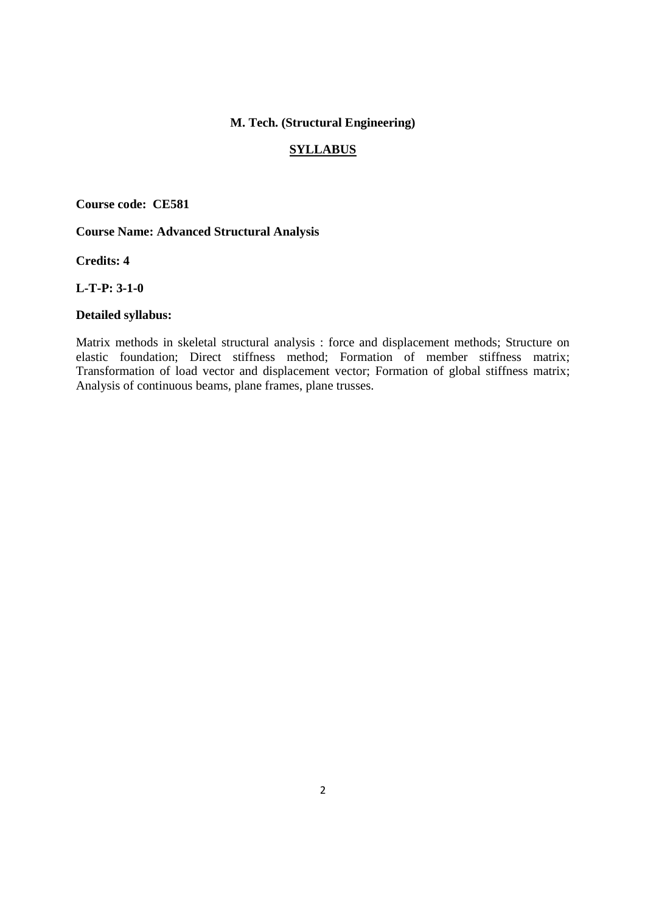**M. Tech. (Structural Engineering)**

**SYLLABUS**

**Course code: CE581**

**Course Name: Advanced Structural Analysis**

**Credits: 4**

**L-T-P: 3-1-0**

**Detailed syllabus:**

Matrix methods in skeletal structural analysis : force and displacement methods; Structure on elastic foundation; Direct stiffness method; Formation of member stiffness matrix; Transformation of load vector and displacement vector; Formation of global stiffness matrix; Analysis of continuous beams, plane frames, plane trusses.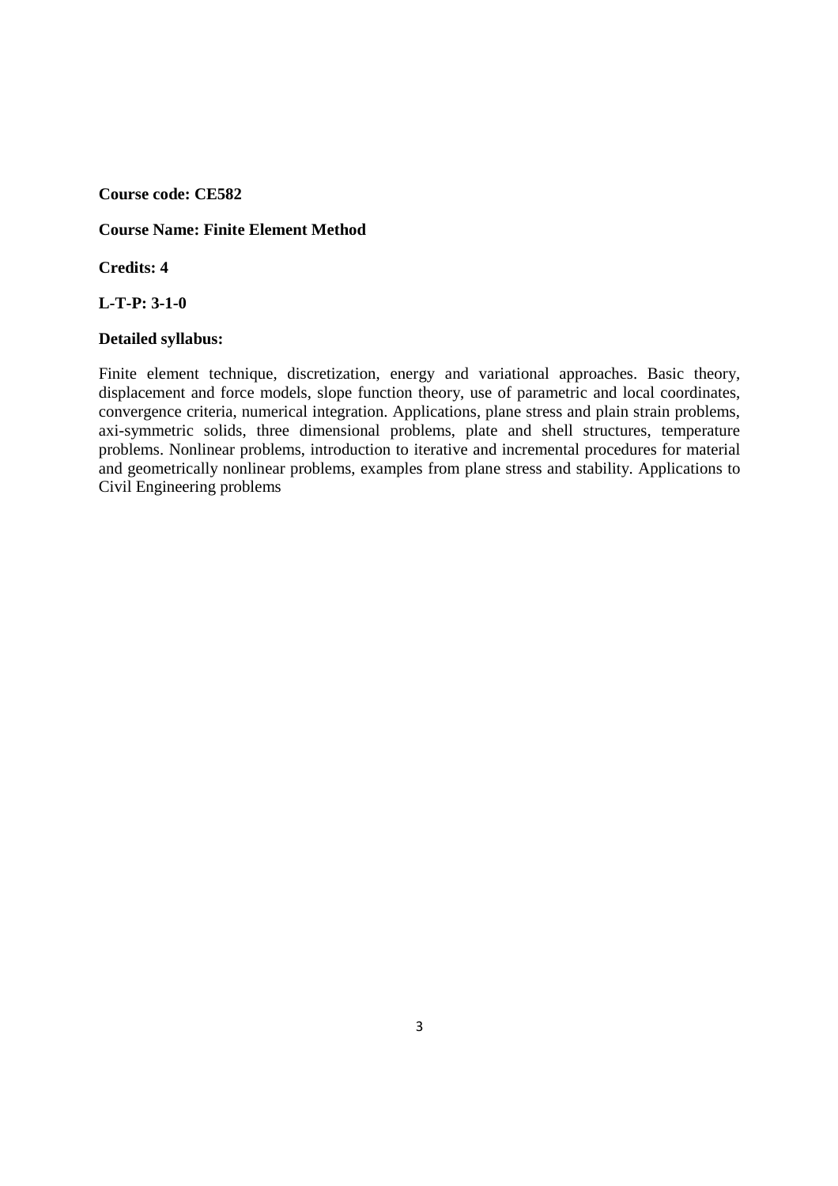**Course code: CE582**

**Course Name: Finite Element Method**

**Credits: 4**

**L-T-P: 3-1-0**

**Detailed syllabus:**

Finite element technique, discretization, energy and variational approaches. Basic theory, displacement and force models, slope function theory, use of parametric and local coordinates, convergence criteria, numerical integration. Applications, plane stress and plain strain problems, axi-symmetric solids, three dimensional problems, plate and shell structures, temperature problems. Nonlinear problems, introduction to iterative and incremental procedures for material and geometrically nonlinear problems, examples from plane stress and stability. Applications to Civil Engineering problems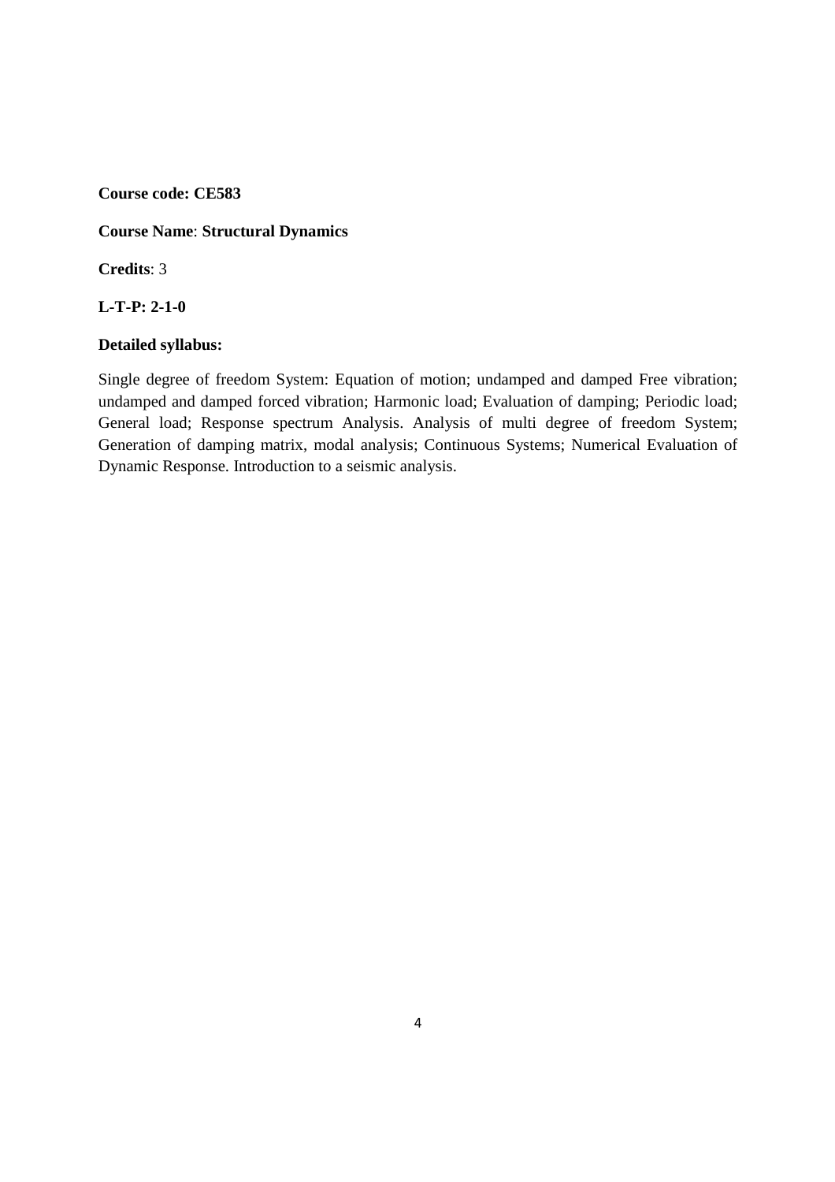**Course code: CE583**

**Course Name**: **Structural Dynamics**

**Credits**: 3

**L-T-P: 2-1-0**

**Detailed syllabus:**

Single degree of freedom System: Equation of motion; undamped and damped Free vibration; undamped and damped forced vibration; Harmonic load; Evaluation of damping; Periodic load; General load; Response spectrum Analysis. Analysis of multi degree of freedom System; Generation of damping matrix, modal analysis; Continuous Systems; Numerical Evaluation of Dynamic Response. Introduction to a seismic analysis.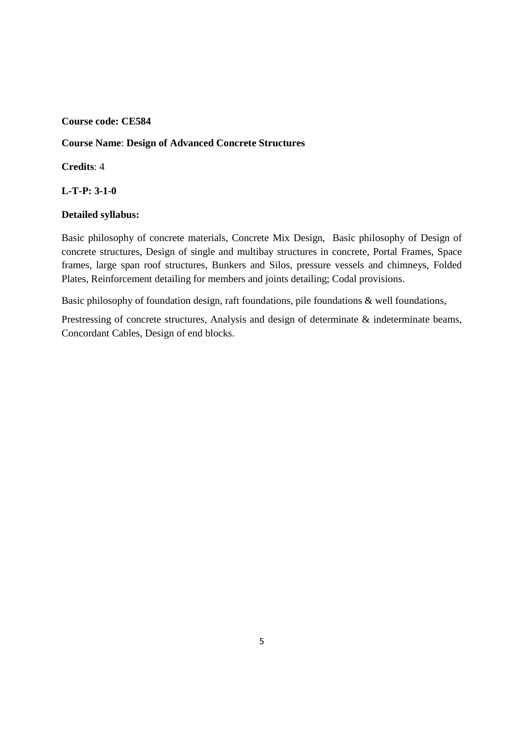**Course code: CE584**

**Course Name**: **Design of Advanced Concrete Structures**

**Credits**: 4

**L-T-P: 3-1-0**

**Detailed syllabus:**

Basic philosophy of concrete materials, Concrete Mix Design, Basic philosophy of Design of concrete structures, Design of single and multibay structures in concrete, Portal Frames, Space frames, large span roof structures, Bunkers and Silos, pressure vessels and chimneys, Folded Plates, Reinforcement detailing for members and joints detailing; Codal provisions.

Basic philosophy of foundation design, raft foundations, pile foundations & well foundations,

Prestressing of concrete structures, Analysis and design of determinate & indeterminate beams, Concordant Cables, Design of end blocks.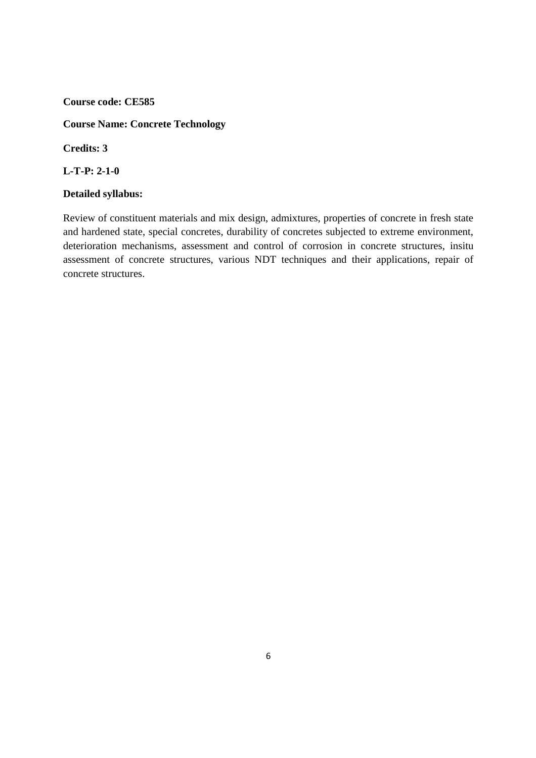**Course code: CE585**

**Course Name: Concrete Technology**

**Credits: 3**

**L-T-P: 2-1-0**

**Detailed syllabus:**

Review of constituent materials and mix design, admixtures, properties of concrete in fresh state and hardened state, special concretes, durability of concretes subjected to extreme environment, deterioration mechanisms, assessment and control of corrosion in concrete structures, insitu assessment of concrete structures, various NDT techniques and their applications, repair of concrete structures.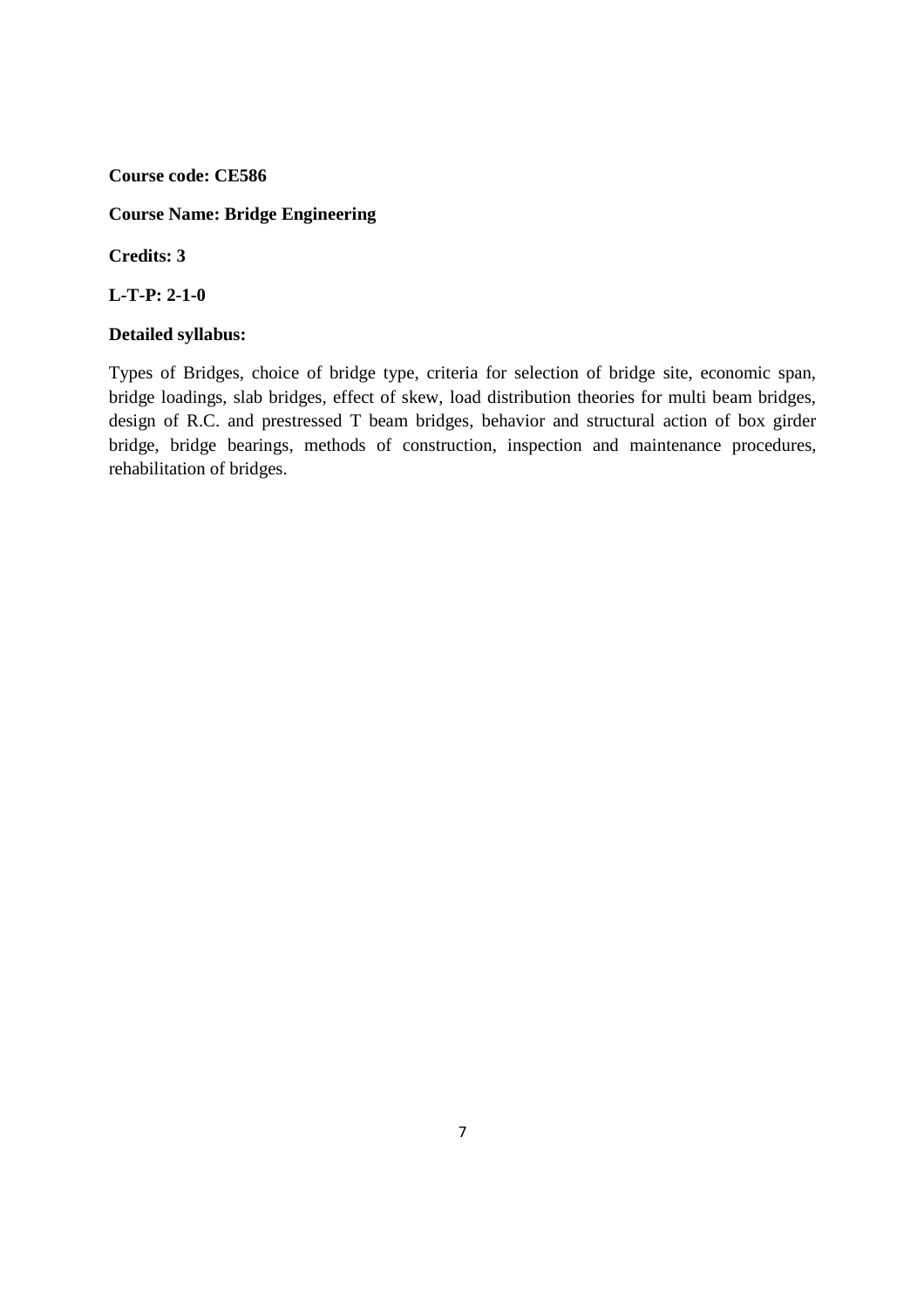**Course code: CE586**

**Course Name: Bridge Engineering**

**Credits: 3**

**L-T-P: 2-1-0**

**Detailed syllabus:**

Types of Bridges, choice of bridge type, criteria for selection of bridge site, economic span, bridge loadings, slab bridges, effect of skew, load distribution theories for multi beam bridges, design of R.C. and prestressed T beam bridges, behavior and structural action of box girder bridge, bridge bearings, methods of construction, inspection and maintenance procedures, rehabilitation of bridges.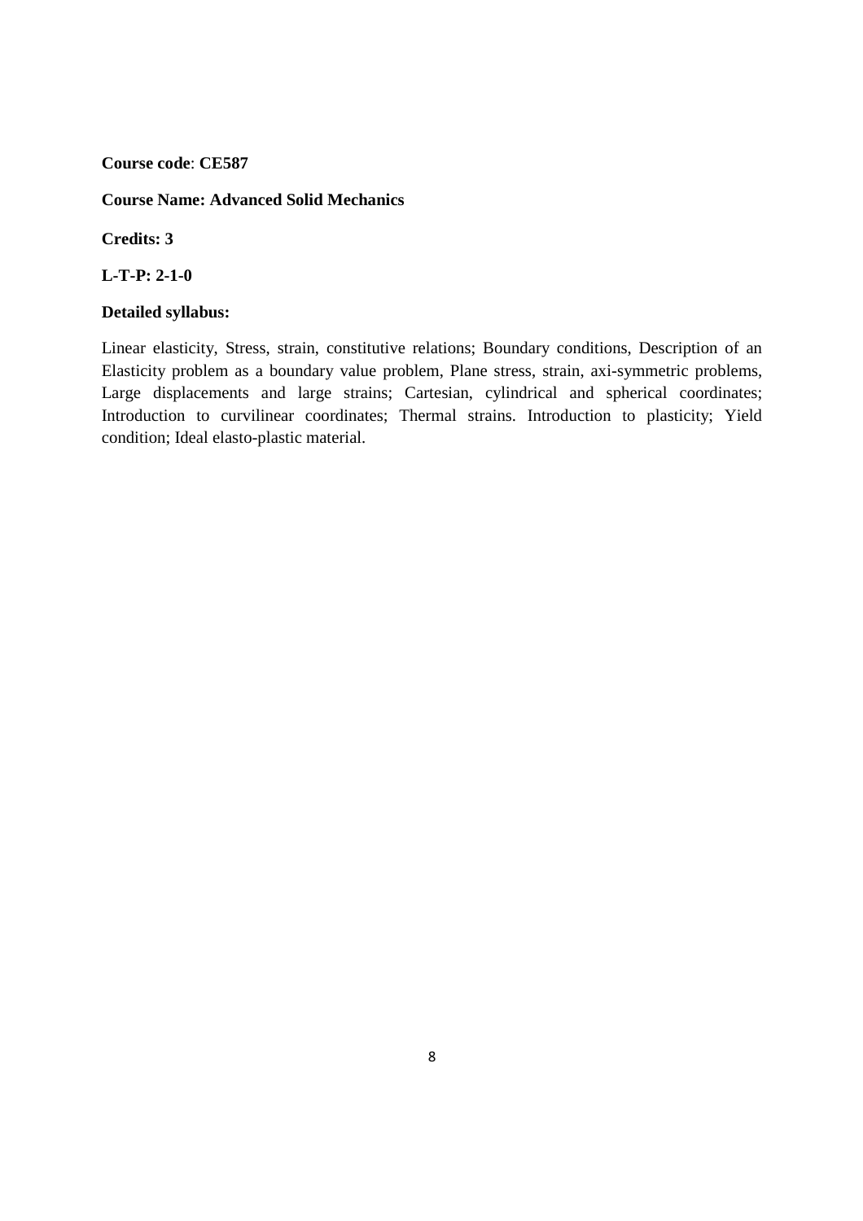**Course code**: **CE587**

**Course Name: Advanced Solid Mechanics**

**Credits: 3**

**L-T-P: 2-1-0**

**Detailed syllabus:**

Linear elasticity, Stress, strain, constitutive relations; Boundary conditions, Description of an Elasticity problem as a boundary value problem, Plane stress, strain, axi-symmetric problems, Large displacements and large strains; Cartesian, cylindrical and spherical coordinates; Introduction to curvilinear coordinates; Thermal strains. Introduction to plasticity; Yield condition; Ideal elasto-plastic material.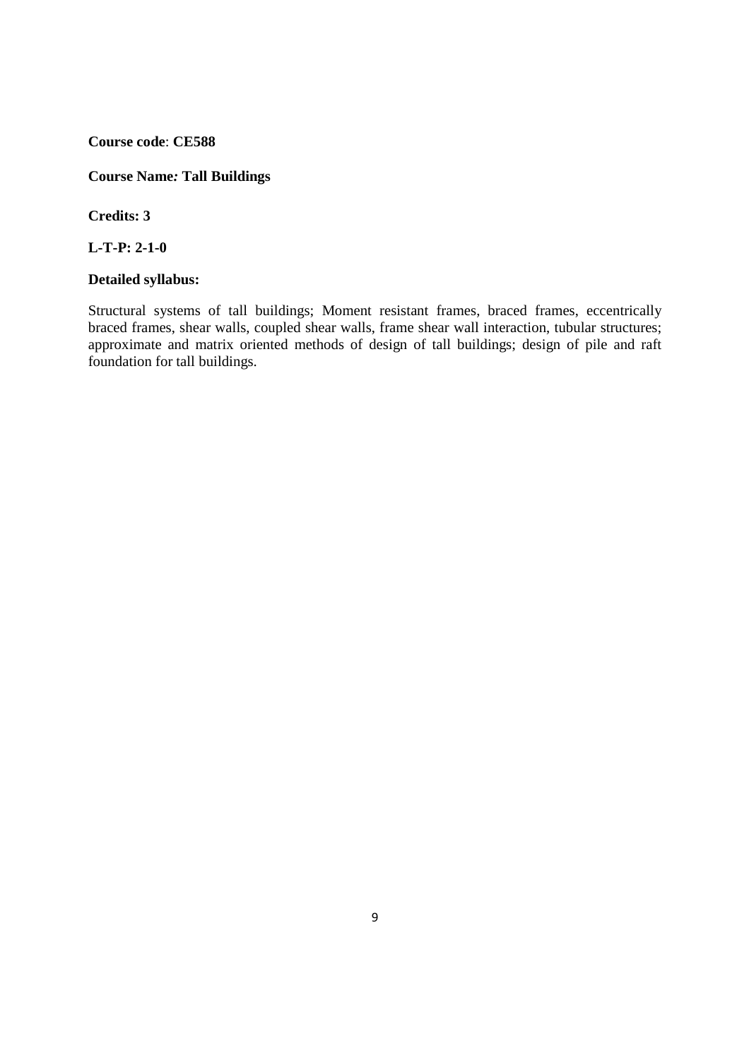**Course code**: **CE588**

**Course Name: Tall Buildings**

**Credits: 3**

**L-T-P: 2-1-0**

**Detailed syllabus:**

Structural systems of tall buildings; Moment resistant frames, braced frames, eccentrically braced frames, shear walls, coupled shear walls, frame shear wall interaction, tubular structures; approximate and matrix oriented methods of design of tall buildings; design of pile and raft foundation for tall buildings.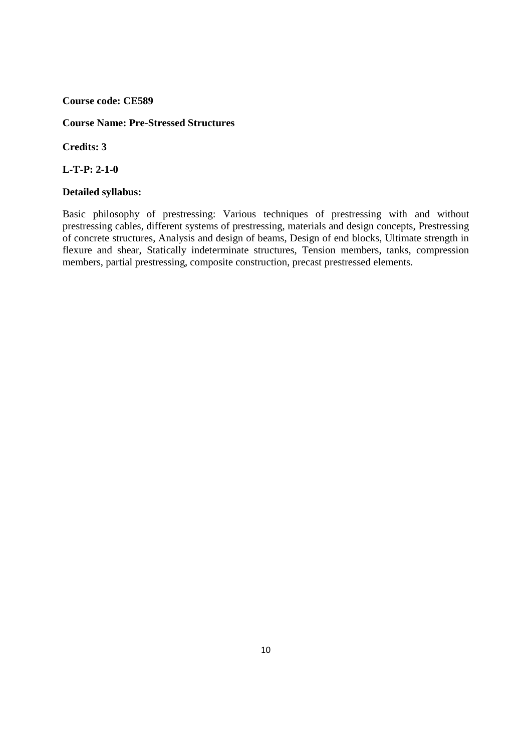**Course code: CE589**

**Course Name: Pre-Stressed Structures**

**Credits: 3**

**L-T-P: 2-1-0**

**Detailed syllabus:**

Basic philosophy of prestressing: Various techniques of prestressing with and without prestressing cables, different systems of prestressing, materials and design concepts, Prestressing of concrete structures, Analysis and design of beams, Design of end blocks, Ultimate strength in flexure and shear, Statically indeterminate structures, Tension members, tanks, compression members, partial prestressing, composite construction, precast prestressed elements.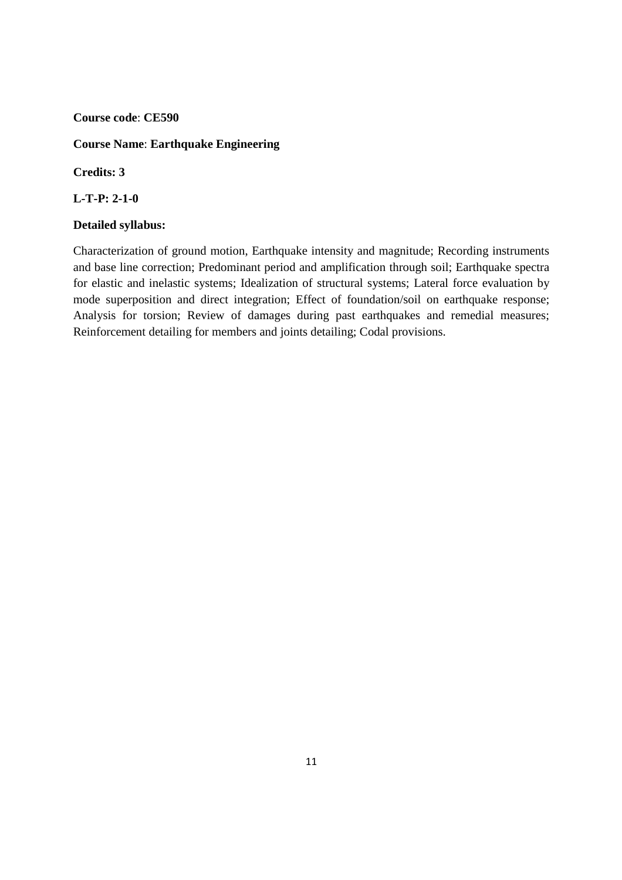**Course code**: **CE590**

**Course Name**: **Earthquake Engineering**

**Credits: 3**

**L-T-P: 2-1-0**

**Detailed syllabus:**

Characterization of ground motion, Earthquake intensity and magnitude; Recording instruments and base line correction; Predominant period and amplification through soil; Earthquake spectra for elastic and inelastic systems; Idealization of structural systems; Lateral force evaluation by mode superposition and direct integration; Effect of foundation/soil on earthquake response; Analysis for torsion; Review of damages during past earthquakes and remedial measures; Reinforcement detailing for members and joints detailing; Codal provisions.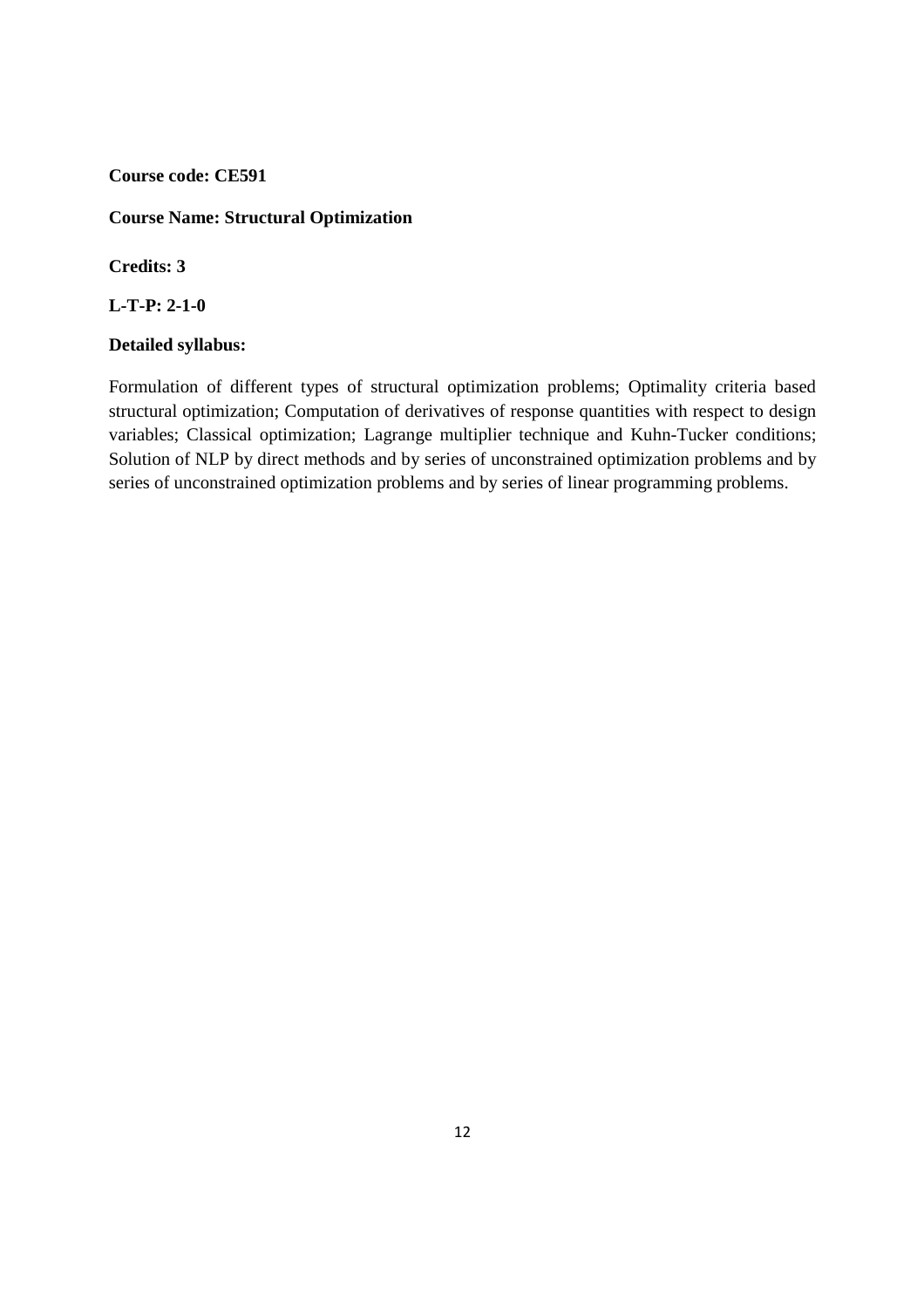**Course code: CE591**

**Course Name: Structural Optimization**

**Credits: 3**

**L-T-P: 2-1-0**

**Detailed syllabus:**

Formulation of different types of structural optimization problems; Optimality criteria based structural optimization; Computation of derivatives of response quantities with respect to design variables; Classical optimization; Lagrange multiplier technique and Kuhn-Tucker conditions; Solution of NLP by direct methods and by series of unconstrained optimization problems and by series of unconstrained optimization problems and by series of linear programming problems.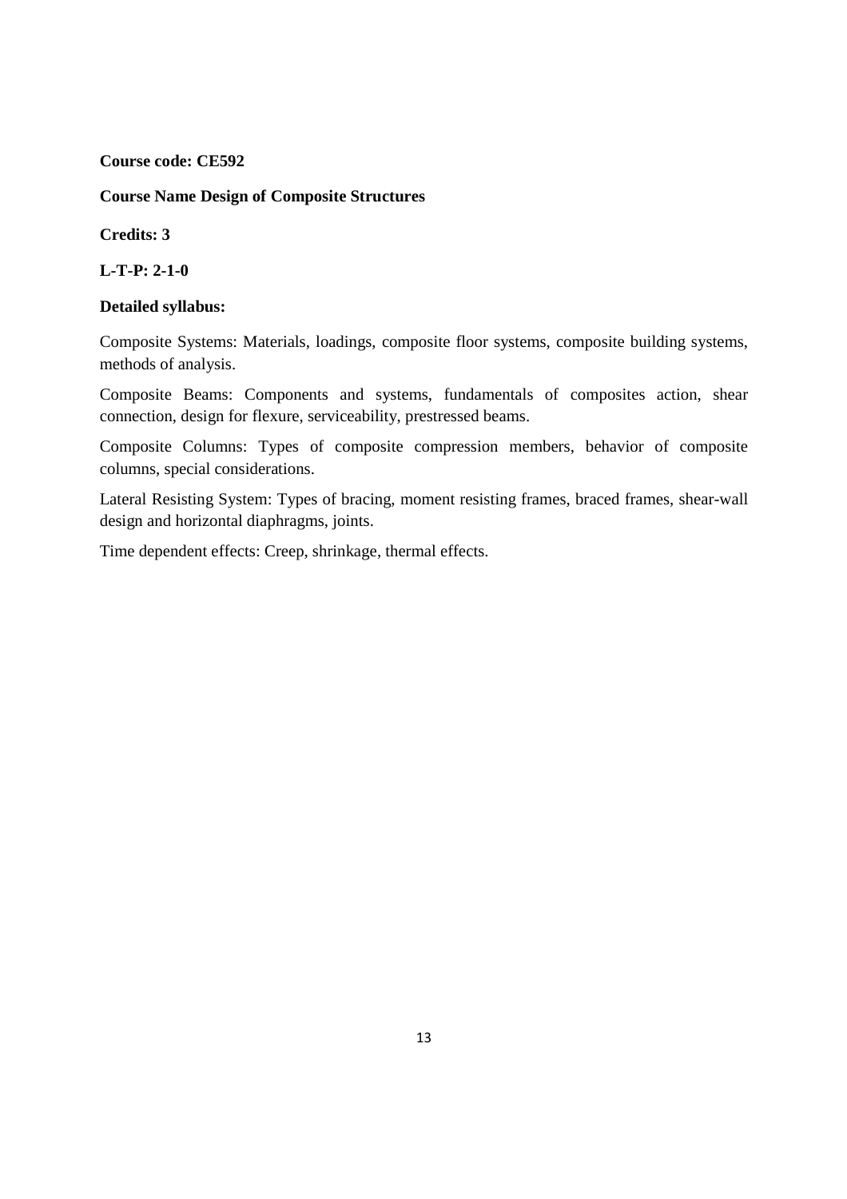**Course code: CE592**

**Course Name Design of Composite Structures**

**Credits: 3**

**L-T-P: 2-1-0**

**Detailed syllabus:**

Composite Systems: Materials, loadings, composite floor systems, composite building systems, methods of analysis.

Composite Beams: Components and systems, fundamentals of composites action, shear connection, design for flexure, serviceability, prestressed beams.

Composite Columns: Types of composite compression members, behavior of composite columns, special considerations.

Lateral Resisting System: Types of bracing, moment resisting frames, braced frames, shear-wall design and horizontal diaphragms, joints.

Time dependent effects: Creep, shrinkage, thermal effects.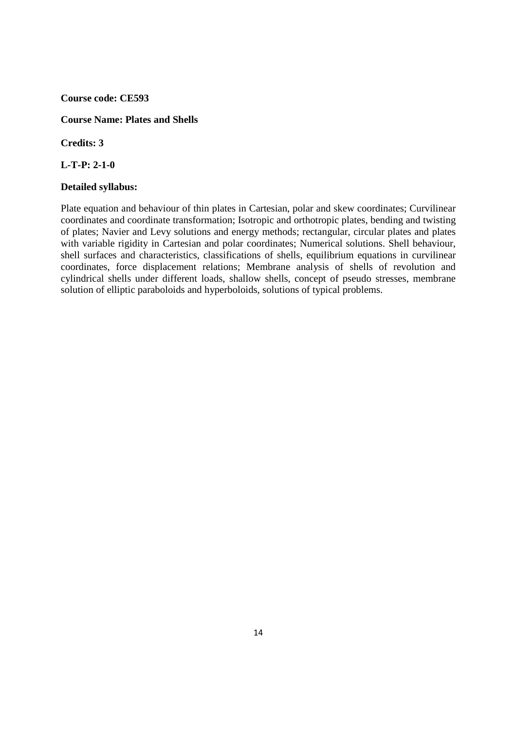**Course code: CE593**

**Course Name: Plates and Shells**

**Credits: 3**

**L-T-P: 2-1-0**

**Detailed syllabus:**

Plate equation and behaviour of thin plates in Cartesian, polar and skew coordinates; Curvilinear coordinates and coordinate transformation; Isotropic and orthotropic plates, bending and twisting of plates; Navier and Levy solutions and energy methods; rectangular, circular plates and plates with variable rigidity in Cartesian and polar coordinates; Numerical solutions. Shell behaviour, shell surfaces and characteristics, classifications of shells, equilibrium equations in curvilinear coordinates, force displacement relations; Membrane analysis of shells of revolution and cylindrical shells under different loads, shallow shells, concept of pseudo stresses, membrane solution of elliptic paraboloids and hyperboloids, solutions of typical problems.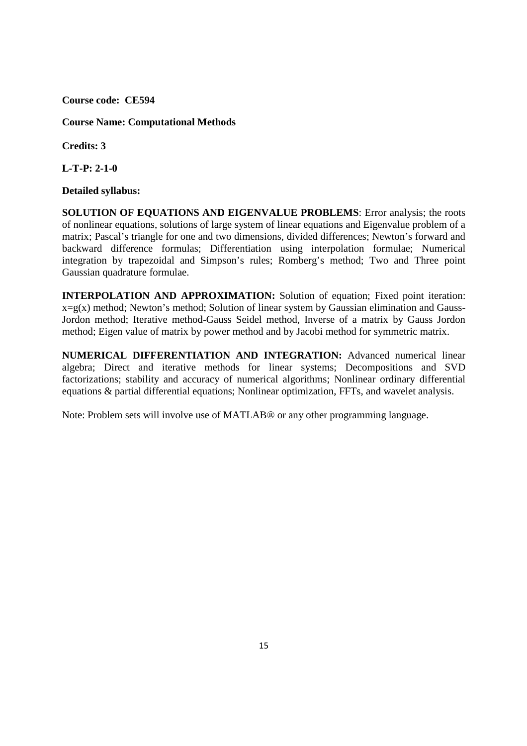**Course code: CE594**

**Course Name: Computational Methods**

**Credits: 3**

**L-T-P: 2-1-0**

**Detailed syllabus:**

**SOLUTION OF EQUATIONS AND EIGENVALUE PROBLEMS**: Error analysis; the roots of nonlinear equations, solutions of large system of linear equations and Eigenvalue problem of a matrix; Pascal's triangle for one and two dimensions, divided differences; Newton's forward and backward difference formulas; Differentiation using interpolation formulae; Numerical integration by trapezoidal and Simpson's rules; Romberg's method; Two and Three point Gaussian quadrature formulae.

**INTERPOLATION AND APPROXIMATION:** Solution of equation; Fixed point iteration: $x=g(x)$ method; Newton's method; Solution of linear system by Gaussian elimination and Gauss-Jordon method; Iterative method-Gauss Seidel method, Inverse of a matrix by Gauss Jordon method; Eigen value of matrix by power method and by Jacobi method for symmetric matrix.

**NUMERICAL DIFFERENTIATION AND INTEGRATION:** Advanced numerical linear algebra; Direct and iterative methods for linear systems; Decompositions and SVD factorizations; stability and accuracy of numerical algorithms; Nonlinear ordinary differential equations & partial differential equations; Nonlinear optimization, FFTs, and wavelet analysis.

Note: Problem sets will involve use of MATLAB® or any other programming language.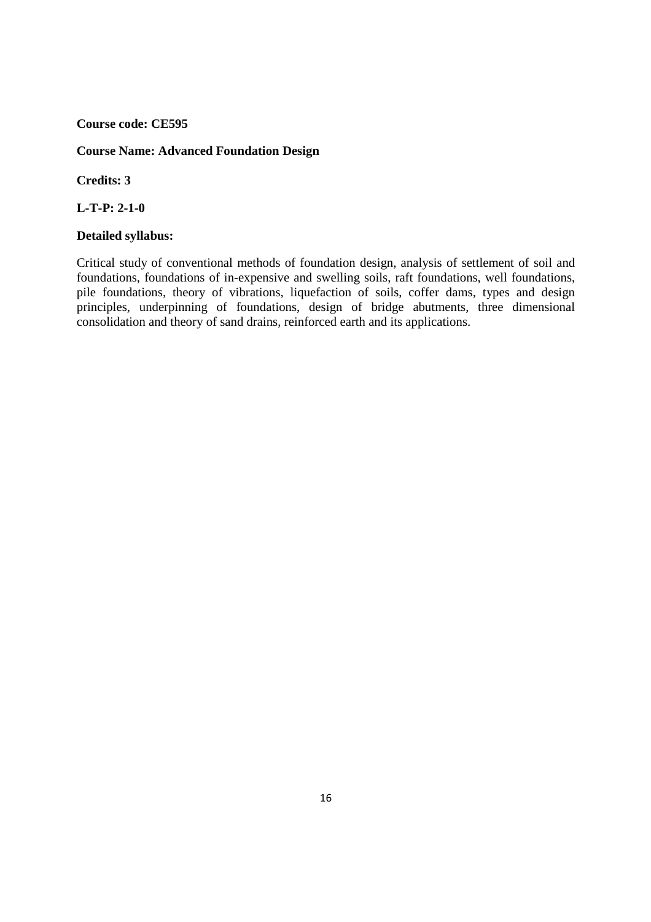**Course code: CE595**

**Course Name: Advanced Foundation Design**

**Credits: 3**

**L-T-P: 2-1-0**

**Detailed syllabus:**

Critical study of conventional methods of foundation design, analysis of settlement of soil and foundations, foundations of in-expensive and swelling soils, raft foundations, well foundations, pile foundations, theory of vibrations, liquefaction of soils, coffer dams, types and design principles, underpinning of foundations, design of bridge abutments, three dimensional consolidation and theory of sand drains, reinforced earth and its applications.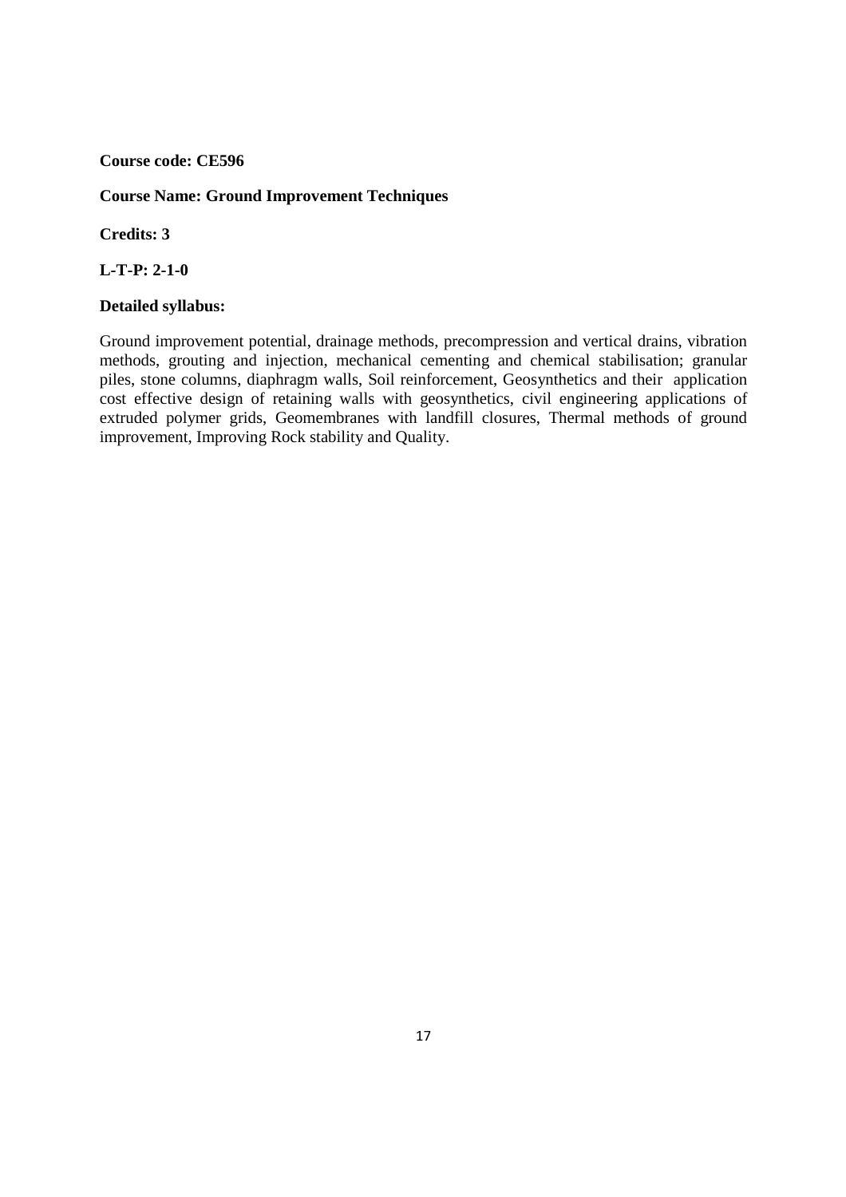**Course code: CE596**

**Course Name: Ground Improvement Techniques**

**Credits: 3**

**L-T-P: 2-1-0**

**Detailed syllabus:**

Ground improvement potential, drainage methods, precompression and vertical drains, vibration methods, grouting and injection, mechanical cementing and chemical stabilisation; granular piles, stone columns, diaphragm walls, Soil reinforcement, Geosynthetics and their application cost effective design of retaining walls with geosynthetics, civil engineering applications of extruded polymer grids, Geomembranes with landfill closures, Thermal methods of ground improvement, Improving Rock stability and Quality.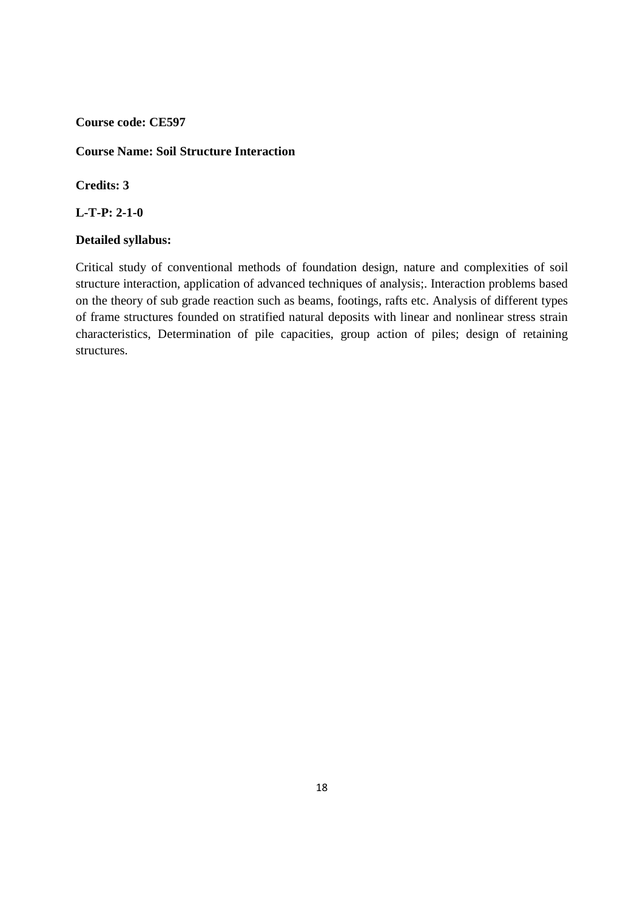**Course code: CE597**

**Course Name: Soil Structure Interaction**

**Credits: 3**

**L-T-P: 2-1-0**

**Detailed syllabus:**

Critical study of conventional methods of foundation design, nature and complexities of soil structure interaction, application of advanced techniques of analysis;. Interaction problems based on the theory of sub grade reaction such as beams, footings, rafts etc. Analysis of different types of frame structures founded on stratified natural deposits with linear and nonlinear stress strain characteristics, Determination of pile capacities, group action of piles; design of retaining structures.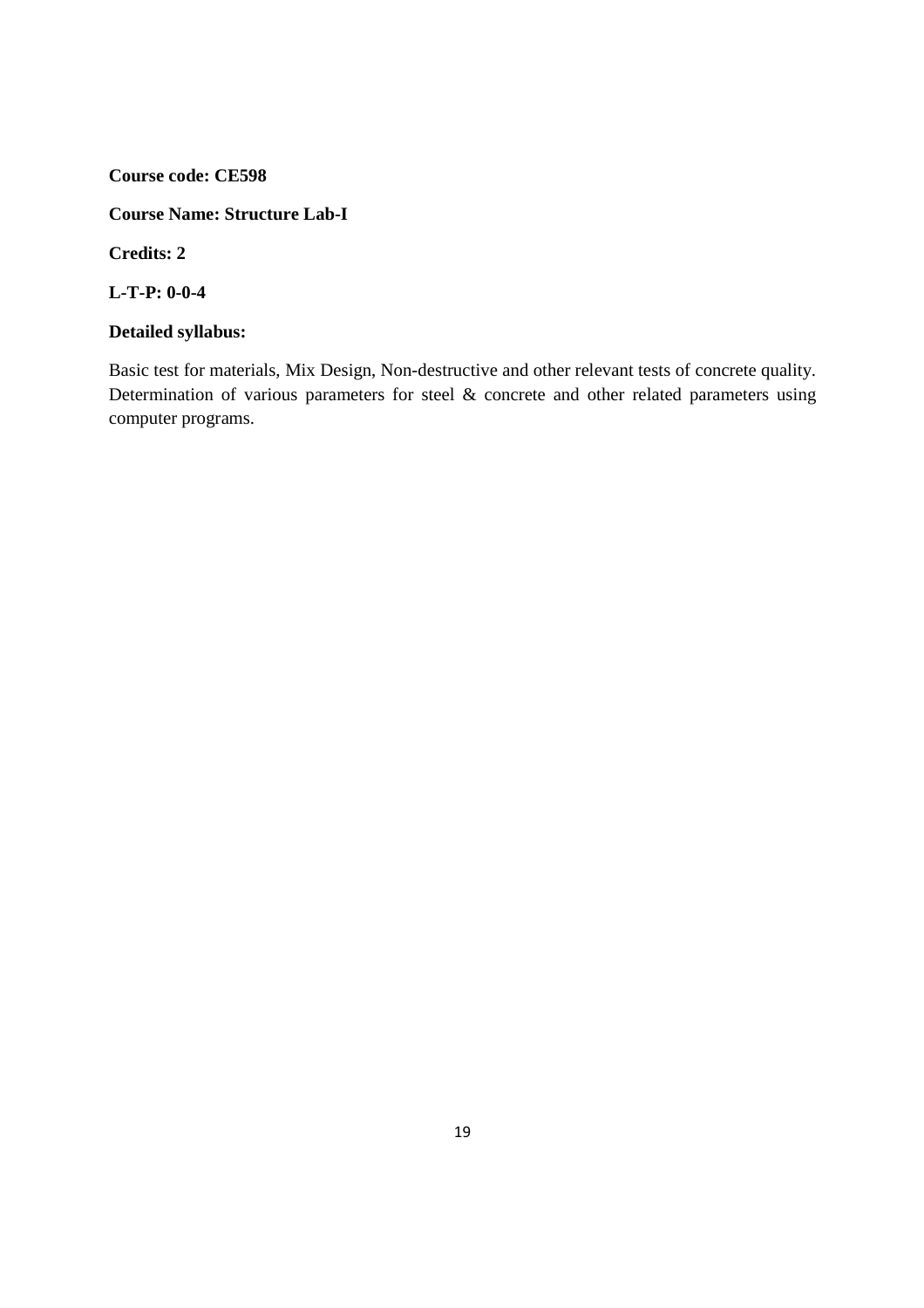**Course code: CE598**

**Course Name: Structure Lab-I**

**Credits: 2**

**L-T-P: 0-0-4**

**Detailed syllabus:**

Basic test for materials, Mix Design, Non-destructive and other relevant tests of concrete quality. Determination of various parameters for steel & concrete and other related parameters using computer programs.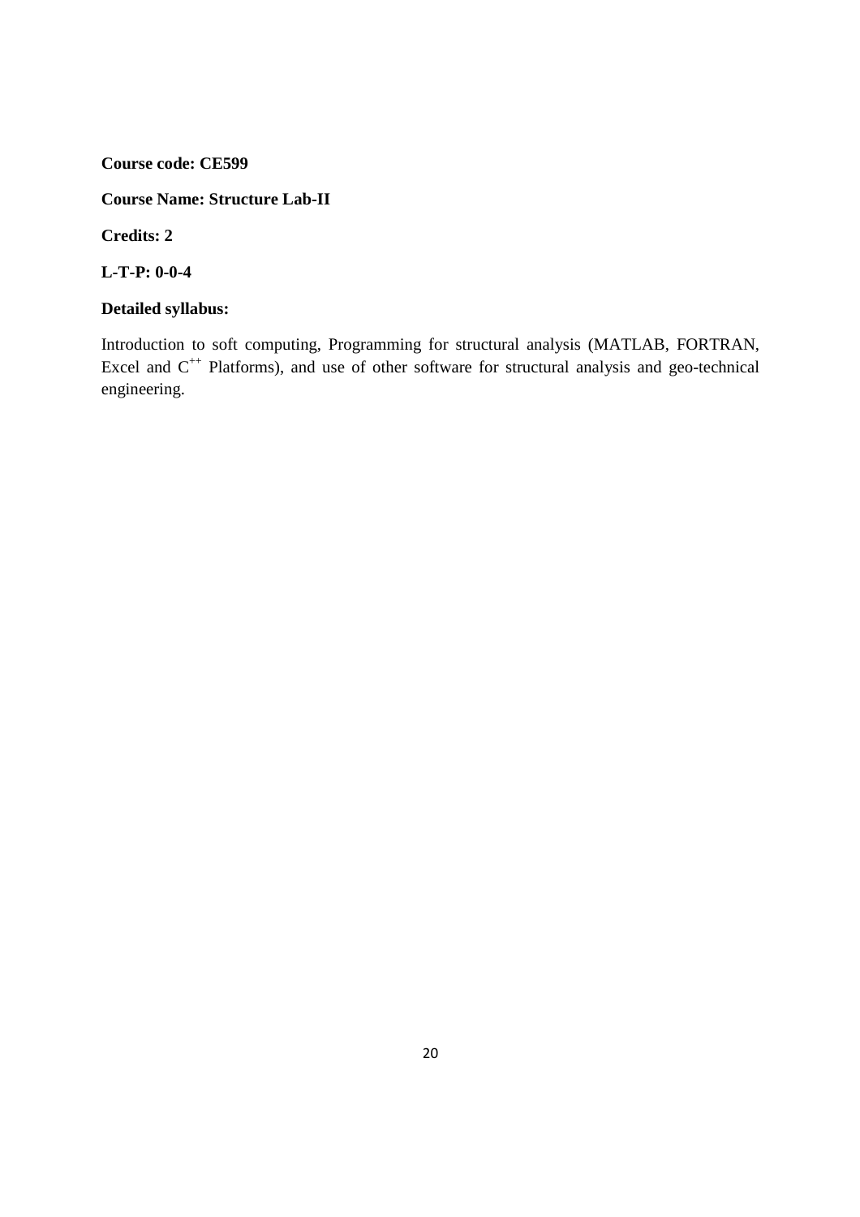**Course code: CE599**

**Course Name: Structure Lab-II**

**Credits: 2**

**L-T-P: 0-0-4**

**Detailed syllabus:**

Introduction to soft computing, Programming for structural analysis (MATLAB, FORTRAN, Excel and $C^{++}$ Platforms), and use of other software for structural analysis and geo-technical engineering.